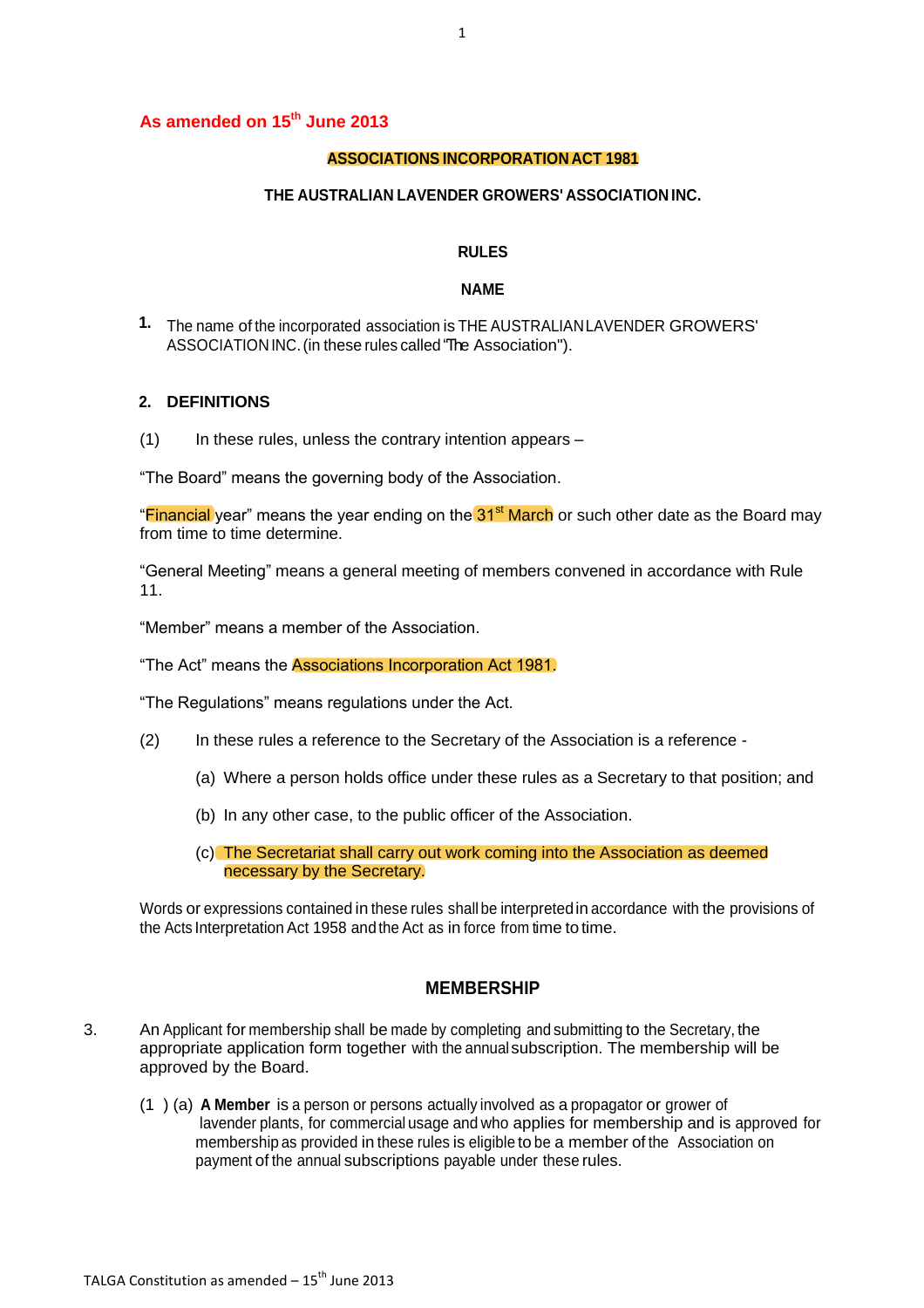**As amended on 15th June 2013**

**ASSOCIATIONS INCORPORATION ACT 1981**

**THE AUSTRALIAN LAVENDER GROWERS' ASSOCIATION INC.**

# RULES

## NAME

**1.** The name of the incorporated association is THE AUSTRALIAN LAVENDER GROWERS' ASSOCIATION INC. (in these rules called "The Association").

## 2. DEFINITIONS

(1) In these rules, unless the contrary intention appears –

"The Board" means the governing body of the Association.

"Financial year" means the year ending on the 31st March or such other date as the Board may from time to time determine.

"General Meeting" means a general meeting of members convened in accordance with Rule 11.

"Member" means a member of the Association.

"The Act" means the Associations Incorporation Act 1981.

"The Regulations" means regulations under the Act.

(2) In these rules a reference to the Secretary of the Association is a reference -

(a) Where a person holds office under these rules as a Secretary to that position; and

(b) In any other case, to the public officer of the Association.

(c) The Secretariat shall carry out work coming into the Association as deemed necessary by the Secretary.

Words or expressions contained in these rules shall be interpreted in accordance with the provisions of the Acts Interpretation Act 1958 and the Act as in force from time to time.

## MEMBERSHIP

3. An Applicant for membership shall be made by completing and submitting to the Secretary, the appropriate application form together with the annual subscription. The membership will be approved by the Board.

(1) (a) **A Member** is a person or persons actually involved as a propagator or grower of lavender plants, for commercial usage and who applies for membership and is approved for membership as provided in these rules is eligible to be a member of the Association on payment of the annual subscriptions payable under these rules.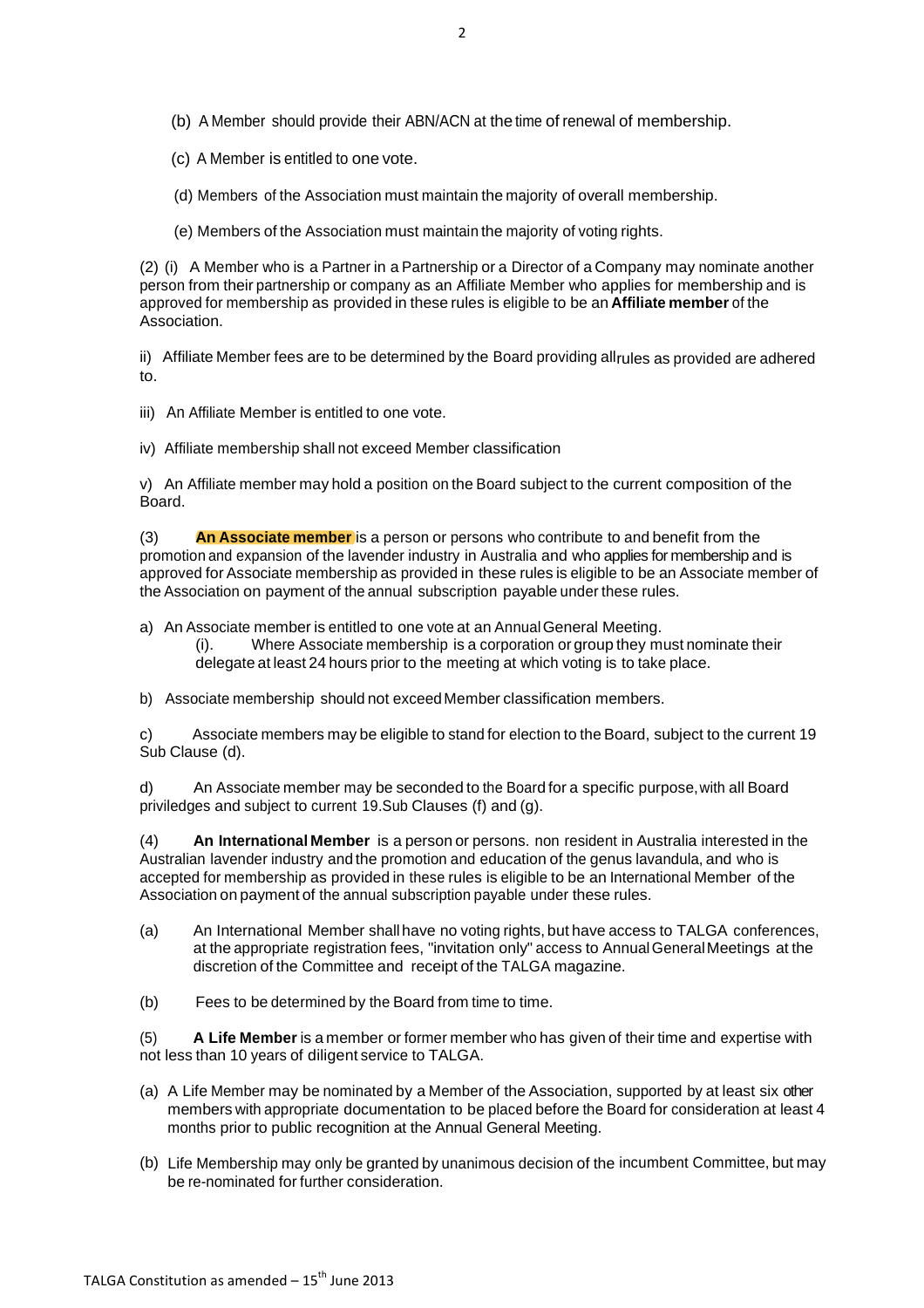(b) A Member should provide their ABN/ACN at the time of renewal of membership.

(c) A Member is entitled to one vote.

(d) Members of the Association must maintain the majority of overall membership.

(e) Members of the Association must maintain the majority of voting rights.

(2) (i) A Member who is a Partner in a Partnership or a Director of a Company may nominate another person from their partnership or company as an Affiliate Member who applies for membership and is approved for membership as provided in these rules is eligible to be an **Affiliate member** of the Association.

ii) Affiliate Member fees are to be determined by the Board providing all rules as provided are adhered to.

iii) An Affiliate Member is entitled to one vote.

iv) Affiliate membership shall not exceed Member classification

v) An Affiliate member may hold a position on the Board subject to the current composition of the Board.

(3) **An Associate member** is a person or persons who contribute to and benefit from the promotion and expansion of the lavender industry in Australia and who applies for membership and is approved for Associate membership as provided in these rules is eligible to be an Associate member of the Association on payment of the annual subscription payable under these rules.

a) An Associate member is entitled to one vote at an Annual General Meeting.
   (i). Where Associate membership is a corporation or group they must nominate their delegate at least 24 hours prior to the meeting at which voting is to take place.

b) Associate membership should not exceed Member classification members.

c) Associate members may be eligible to stand for election to the Board, subject to the current 19 Sub Clause (d).

d) An Associate member may be seconded to the Board for a specific purpose, with all Board priviledges and subject to current 19.Sub Clauses (f) and (g).

(4) **An International Member** is a person or persons. non resident in Australia interested in the Australian lavender industry and the promotion and education of the genus lavandula, and who is accepted for membership as provided in these rules is eligible to be an International Member of the Association on payment of the annual subscription payable under these rules.

(a) An International Member shall have no voting rights, but have access to TALGA conferences, at the appropriate registration fees, "invitation only" access to Annual General Meetings at the discretion of the Committee and receipt of the TALGA magazine.

(b) Fees to be determined by the Board from time to time.

(5) **A Life Member** is a member or former member who has given of their time and expertise with not less than 10 years of diligent service to TALGA.

(a) A Life Member may be nominated by a Member of the Association, supported by at least six other members with appropriate documentation to be placed before the Board for consideration at least 4 months prior to public recognition at the Annual General Meeting.

(b) Life Membership may only be granted by unanimous decision of the incumbent Committee, but may be re-nominated for further consideration.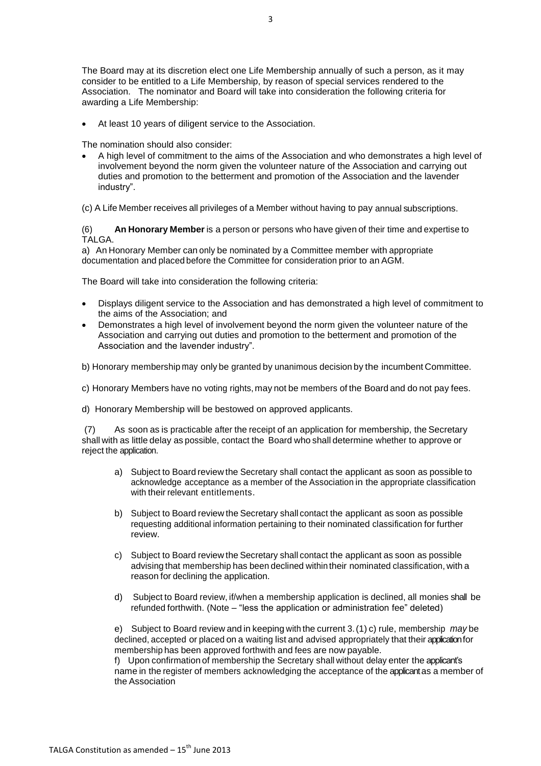The Board may at its discretion elect one Life Membership annually of such a person, as it may consider to be entitled to a Life Membership, by reason of special services rendered to the Association. The nominator and Board will take into consideration the following criteria for awarding a Life Membership:

- At least 10 years of diligent service to the Association.

The nomination should also consider:

- A high level of commitment to the aims of the Association and who demonstrates a high level of involvement beyond the norm given the volunteer nature of the Association and carrying out duties and promotion to the betterment and promotion of the Association and the lavender industry".

(c) A Life Member receives all privileges of a Member without having to pay annual subscriptions.

(6) **An Honorary Member** is a person or persons who have given of their time and expertise to TALGA.

a) An Honorary Member can only be nominated by a Committee member with appropriate documentation and placed before the Committee for consideration prior to an AGM.

The Board will take into consideration the following criteria:

- Displays diligent service to the Association and has demonstrated a high level of commitment to the aims of the Association; and
- Demonstrates a high level of involvement beyond the norm given the volunteer nature of the Association and carrying out duties and promotion to the betterment and promotion of the Association and the lavender industry".

b) Honorary membership may only be granted by unanimous decision by the incumbent Committee.

c) Honorary Members have no voting rights, may not be members of the Board and do not pay fees.

d) Honorary Membership will be bestowed on approved applicants.

(7) As soon as is practicable after the receipt of an application for membership, the Secretary shall with as little delay as possible, contact the Board who shall determine whether to approve or reject the application.

a) Subject to Board review the Secretary shall contact the applicant as soon as possible to acknowledge acceptance as a member of the Association in the appropriate classification with their relevant entitlements.

b) Subject to Board review the Secretary shall contact the applicant as soon as possible requesting additional information pertaining to their nominated classification for further review.

c) Subject to Board review the Secretary shall contact the applicant as soon as possible advising that membership has been declined within their nominated classification, with a reason for declining the application.

d) Subject to Board review, if/when a membership application is declined, all monies shall be refunded forthwith. (Note – "less the application or administration fee" deleted)

e) Subject to Board review and in keeping with the current 3. (1) c) rule, membership *may* be declined, accepted or placed on a waiting list and advised appropriately that their application for membership has been approved forthwith and fees are now payable.

f) Upon confirmation of membership the Secretary shall without delay enter the applicant's name in the register of members acknowledging the acceptance of the applicant as a member of the Association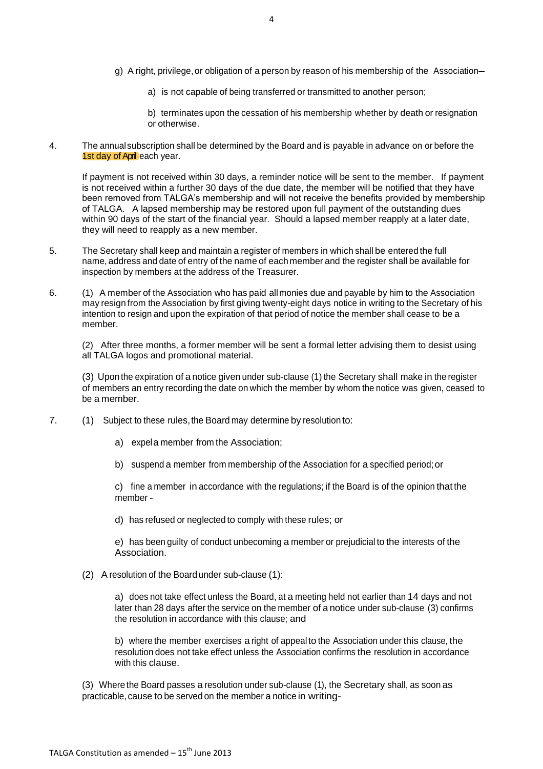g) A right, privilege, or obligation of a person by reason of his membership of the Association–

a) is not capable of being transferred or transmitted to another person;

b) terminates upon the cessation of his membership whether by death or resignation or otherwise.

4. The annual subscription shall be determined by the Board and is payable in advance on or before the 1st day of April each year.

If payment is not received within 30 days, a reminder notice will be sent to the member. If payment is not received within a further 30 days of the due date, the member will be notified that they have been removed from TALGA's membership and will not receive the benefits provided by membership of TALGA. A lapsed membership may be restored upon full payment of the outstanding dues within 90 days of the start of the financial year. Should a lapsed member reapply at a later date, they will need to reapply as a new member.

5. The Secretary shall keep and maintain a register of members in which shall be entered the full name, address and date of entry of the name of each member and the register shall be available for inspection by members at the address of the Treasurer.

6. (1) A member of the Association who has paid all monies due and payable by him to the Association may resign from the Association by first giving twenty-eight days notice in writing to the Secretary of his intention to resign and upon the expiration of that period of notice the member shall cease to be a member.

(2) After three months, a former member will be sent a formal letter advising them to desist using all TALGA logos and promotional material.

(3) Upon the expiration of a notice given under sub-clause (1) the Secretary shall make in the register of members an entry recording the date on which the member by whom the notice was given, ceased to be a member.

7. (1) Subject to these rules, the Board may determine by resolution to:

a) expel a member from the Association;

b) suspend a member from membership of the Association for a specified period; or

c) fine a member in accordance with the regulations; if the Board is of the opinion that the member -

d) has refused or neglected to comply with these rules; or

e) has been guilty of conduct unbecoming a member or prejudicial to the interests of the Association.

(2) A resolution of the Board under sub-clause (1):

a) does not take effect unless the Board, at a meeting held not earlier than 14 days and not later than 28 days after the service on the member of a notice under sub-clause (3) confirms the resolution in accordance with this clause; and

b) where the member exercises a right of appeal to the Association under this clause, the resolution does not take effect unless the Association confirms the resolution in accordance with this clause.

(3) Where the Board passes a resolution under sub-clause (1), the Secretary shall, as soon as practicable, cause to be served on the member a notice in writing-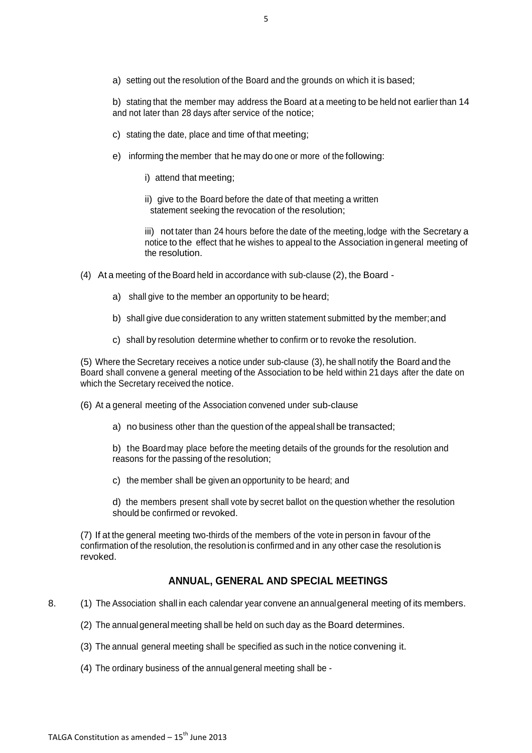a) setting out the resolution of the Board and the grounds on which it is based;

b) stating that the member may address the Board at a meeting to be held not earlier than 14 and not later than 28 days after service of the notice;

c) stating the date, place and time of that meeting;

e) informing the member that he may do one or more of the following:

i) attend that meeting;

ii) give to the Board before the date of that meeting a written statement seeking the revocation of the resolution;

iii) not tater than 24 hours before the date of the meeting, lodge with the Secretary a notice to the effect that he wishes to appeal to the Association in general meeting of the resolution.

(4) At a meeting of the Board held in accordance with sub-clause (2), the Board -

a) shall give to the member an opportunity to be heard;

b) shall give due consideration to any written statement submitted by the member; and

c) shall by resolution determine whether to confirm or to revoke the resolution.

(5) Where the Secretary receives a notice under sub-clause (3), he shall notify the Board and the Board shall convene a general meeting of the Association to be held within 21 days after the date on which the Secretary received the notice.

(6) At a general meeting of the Association convened under sub-clause

a) no business other than the question of the appeal shall be transacted;

b) the Board may place before the meeting details of the grounds for the resolution and reasons for the passing of the resolution;

c) the member shall be given an opportunity to be heard; and

d) the members present shall vote by secret ballot on the question whether the resolution should be confirmed or revoked.

(7) If at the general meeting two-thirds of the members of the vote in person in favour of the confirmation of the resolution, the resolution is confirmed and in any other case the resolution is revoked.

## ANNUAL, GENERAL AND SPECIAL MEETINGS

8. (1) The Association shall in each calendar year convene an annual general meeting of its members.

(2) The annual general meeting shall be held on such day as the Board determines.

(3) The annual general meeting shall be specified as such in the notice convening it.

(4) The ordinary business of the annual general meeting shall be -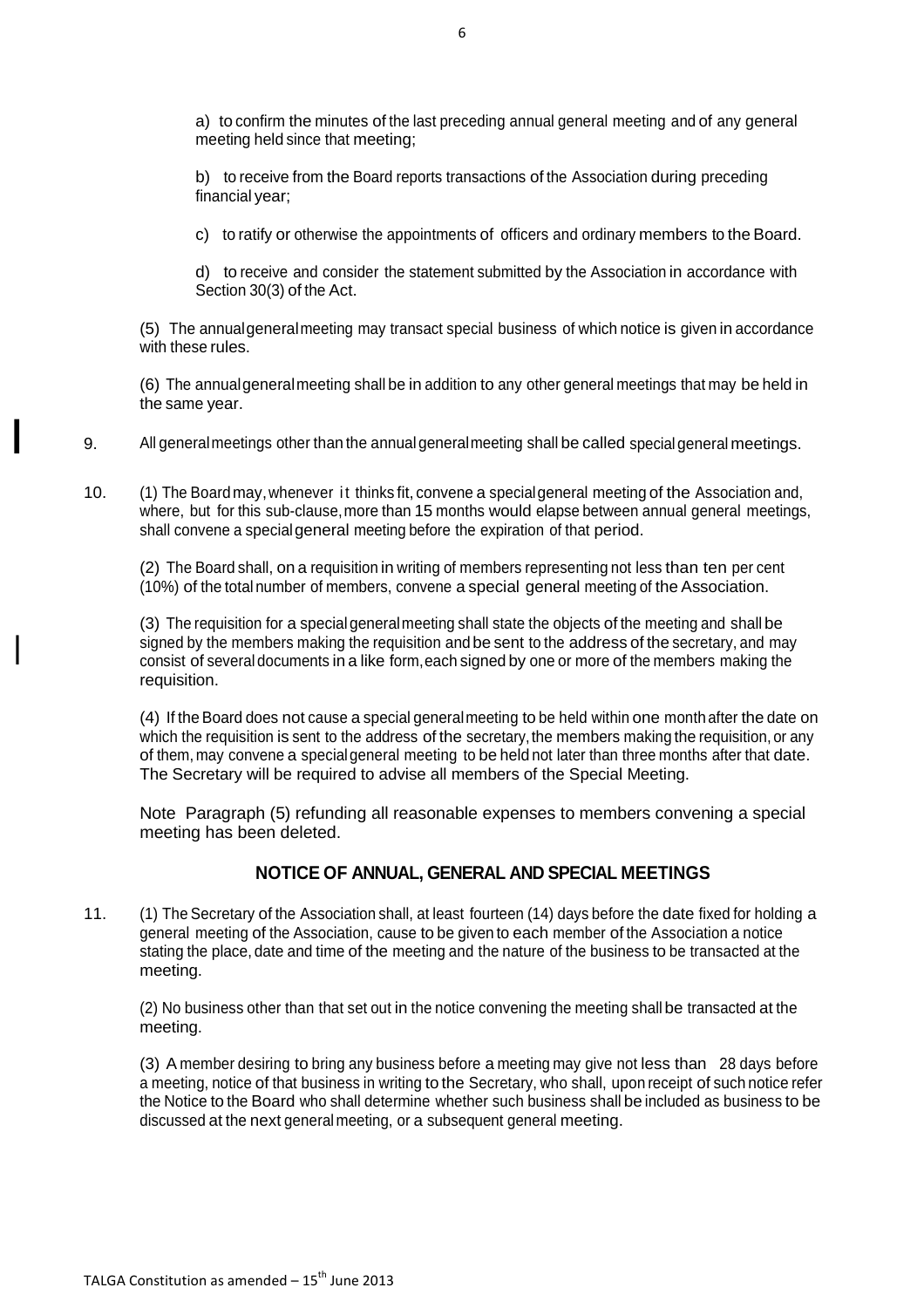a) to confirm the minutes of the last preceding annual general meeting and of any general meeting held since that meeting;

b) to receive from the Board reports transactions of the Association during preceding financial year;

c) to ratify or otherwise the appointments of officers and ordinary members to the Board.

d) to receive and consider the statement submitted by the Association in accordance with Section 30(3) of the Act.

(5) The annual general meeting may transact special business of which notice is given in accordance with these rules.

(6) The annual general meeting shall be in addition to any other general meetings that may be held in the same year.

9. All general meetings other than the annual general meeting shall be called special general meetings.

10. (1) The Board may, whenever it thinks fit, convene a special general meeting of the Association and, where, but for this sub-clause, more than 15 months would elapse between annual general meetings, shall convene a special general meeting before the expiration of that period.

(2) The Board shall, on a requisition in writing of members representing not less than ten per cent (10%) of the total number of members, convene a special general meeting of the Association.

(3) The requisition for a special general meeting shall state the objects of the meeting and shall be signed by the members making the requisition and be sent to the address of the secretary, and may consist of several documents in a like form, each signed by one or more of the members making the requisition.

(4) If the Board does not cause a special general meeting to be held within one month after the date on which the requisition is sent to the address of the secretary, the members making the requisition, or any of them, may convene a special general meeting to be held not later than three months after that date. The Secretary will be required to advise all members of the Special Meeting.

Note Paragraph (5) refunding all reasonable expenses to members convening a special meeting has been deleted.

## NOTICE OF ANNUAL, GENERAL AND SPECIAL MEETINGS

11. (1) The Secretary of the Association shall, at least fourteen (14) days before the date fixed for holding a general meeting of the Association, cause to be given to each member of the Association a notice stating the place, date and time of the meeting and the nature of the business to be transacted at the meeting.

(2) No business other than that set out in the notice convening the meeting shall be transacted at the meeting.

(3) A member desiring to bring any business before a meeting may give not less than 28 days before a meeting, notice of that business in writing to the Secretary, who shall, upon receipt of such notice refer the Notice to the Board who shall determine whether such business shall be included as business to be discussed at the next general meeting, or a subsequent general meeting.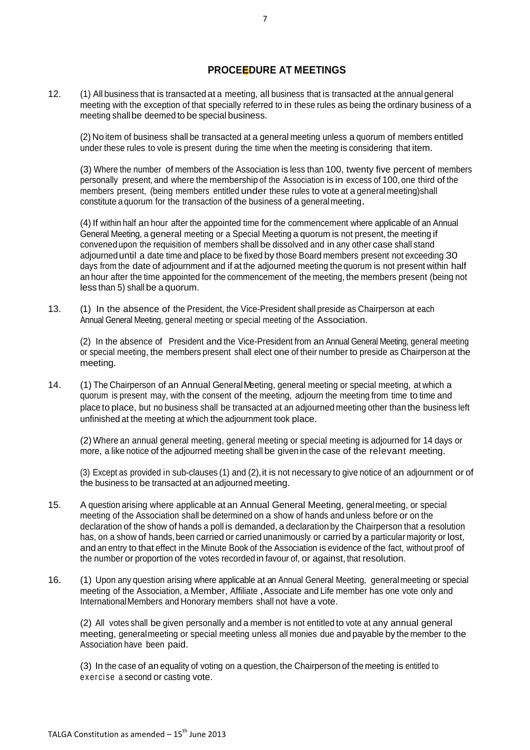## PROCEEEDURE AT MEETINGS

12. (1) All business that is transacted at a meeting, all business that is transacted at the annual general meeting with the exception of that specially referred to in these rules as being the ordinary business of a meeting shall be deemed to be special business.

    (2) No item of business shall be transacted at a general meeting unless a quorum of members entitled under these rules to vole is present during the time when the meeting is considering that item.

    (3) Where the number of members of the Association is less than 100, twenty five percent of members personally present, and where the membership of the Association is in excess of 100, one third of the members present, (being members entitled under these rules to vote at a general meeting)shall constitute a quorum for the transaction of the business of a general meeting.

    (4) If within half an hour after the appointed time for the commencement where applicable of an Annual General Meeting, a general meeting or a Special Meeting a quorum is not present, the meeting if convened upon the requisition of members shall be dissolved and in any other case shall stand adjourned until a date time and place to be fixed by those Board members present not exceeding 30 days from the date of adjournment and if at the adjourned meeting the quorum is not present within half an hour after the time appointed for the commencement of the meeting, the members present (being not less than 5) shall be a quorum.

13. (1) In the absence of the President, the Vice-President shall preside as Chairperson at each Annual General Meeting, general meeting or special meeting of the Association.

    (2) In the absence of President and the Vice-President from an Annual General Meeting, general meeting or special meeting, the members present shall elect one of their number to preside as Chairperson at the meeting.

14. (1) The Chairperson of an Annual General Meeting, general meeting or special meeting, at which a quorum is present may, with the consent of the meeting, adjourn the meeting from time to time and place to place, but no business shall be transacted at an adjourned meeting other than the business left unfinished at the meeting at which the adjournment took place.

    (2) Where an annual general meeting, general meeting or special meeting is adjourned for 14 days or more, a like notice of the adjourned meeting shall be given in the case of the relevant meeting.

    (3) Except as provided in sub-clauses (1) and (2), it is not necessary to give notice of an adjournment or of the business to be transacted at an adjourned meeting.

15. A question arising where applicable at an Annual General Meeting, general meeting, or special meeting of the Association shall be determined on a show of hands and unless before or on the declaration of the show of hands a poll is demanded, a declaration by the Chairperson that a resolution has, on a show of hands, been carried or carried unanimously or carried by a particular majority or lost, and an entry to that effect in the Minute Book of the Association is evidence of the fact, without proof of the number or proportion of the votes recorded in favour of, or against, that resolution.

16. (1) Upon any question arising where applicable at an Annual General Meeting, general meeting or special meeting of the Association, a Member, Affiliate , Associate and Life member has one vote only and International Members and Honorary members shall not have a vote.

    (2) All votes shall be given personally and a member is not entitled to vote at any annual general meeting, general meeting or special meeting unless all monies due and payable by the member to the Association have been paid.

    (3) In the case of an equality of voting on a question, the Chairperson of the meeting is entitled to exercise a second or casting vote.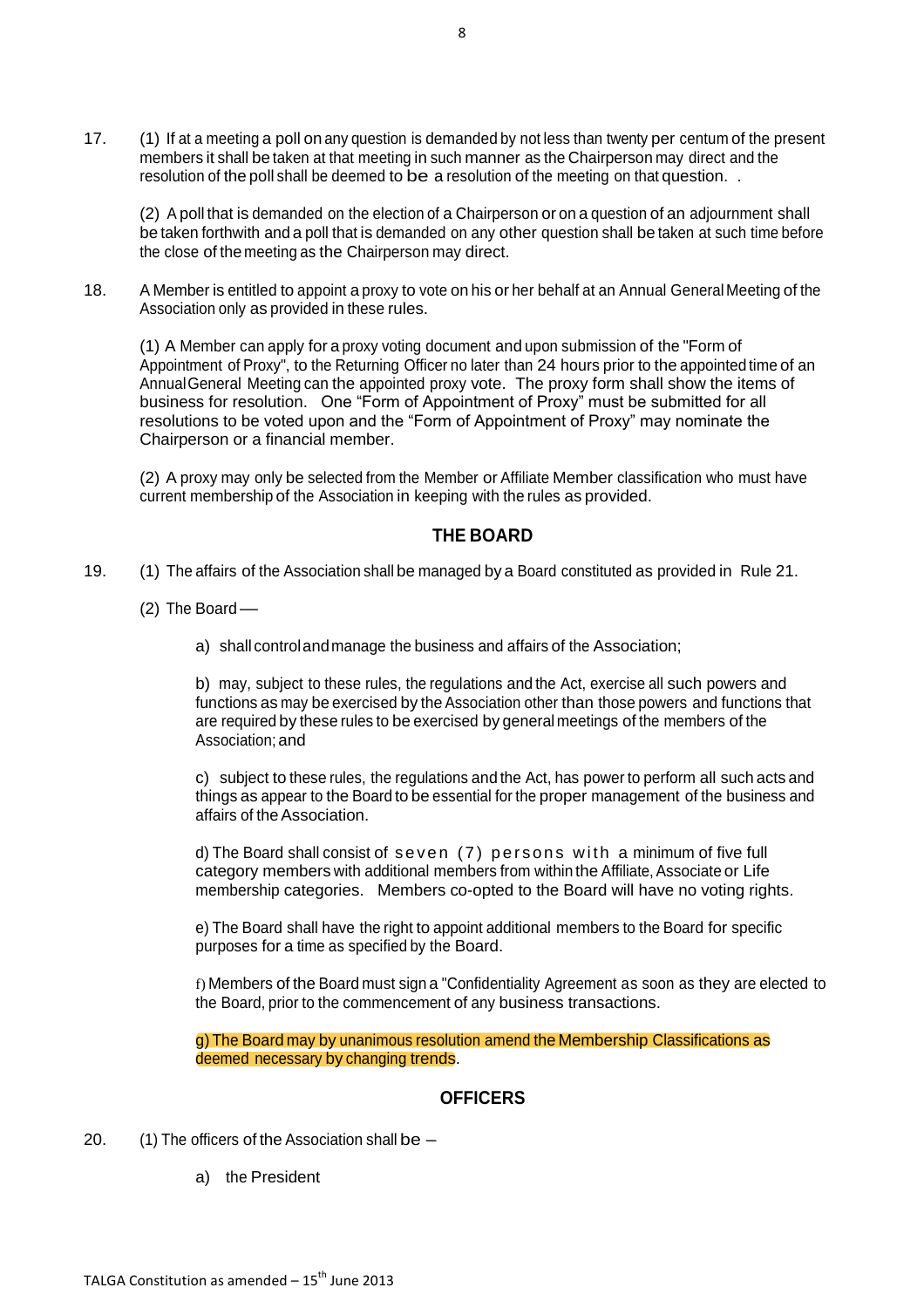17. (1) If at a meeting a poll on any question is demanded by not less than twenty per centum of the present members it shall be taken at that meeting in such manner as the Chairperson may direct and the resolution of the poll shall be deemed to be a resolution of the meeting on that question. .

(2) A poll that is demanded on the election of a Chairperson or on a question of an adjournment shall be taken forthwith and a poll that is demanded on any other question shall be taken at such time before the close of the meeting as the Chairperson may direct.

18. A Member is entitled to appoint a proxy to vote on his or her behalf at an Annual General Meeting of the Association only as provided in these rules.

(1) A Member can apply for a proxy voting document and upon submission of the "Form of Appointment of Proxy", to the Returning Officer no later than 24 hours prior to the appointed time of an Annual General Meeting can the appointed proxy vote. The proxy form shall show the items of business for resolution. One "Form of Appointment of Proxy" must be submitted for all resolutions to be voted upon and the "Form of Appointment of Proxy" may nominate the Chairperson or a financial member.

(2) A proxy may only be selected from the Member or Affiliate Member classification who must have current membership of the Association in keeping with the rules as provided.

## THE BOARD

19. (1) The affairs of the Association shall be managed by a Board constituted as provided in Rule 21.

(2) The Board —

a) shall control and manage the business and affairs of the Association;

b) may, subject to these rules, the regulations and the Act, exercise all such powers and functions as may be exercised by the Association other than those powers and functions that are required by these rules to be exercised by general meetings of the members of the Association; and

c) subject to these rules, the regulations and the Act, has power to perform all such acts and things as appear to the Board to be essential for the proper management of the business and affairs of the Association.

d) The Board shall consist of seven (7) persons with a minimum of five full category members with additional members from within the Affiliate, Associate or Life membership categories. Members co-opted to the Board will have no voting rights.

e) The Board shall have the right to appoint additional members to the Board for specific purposes for a time as specified by the Board.

f) Members of the Board must sign a "Confidentiality Agreement as soon as they are elected to the Board, prior to the commencement of any business transactions.

g) The Board may by unanimous resolution amend the Membership Classifications as deemed necessary by changing trends.

## OFFICERS

20. (1) The officers of the Association shall be –

a) the President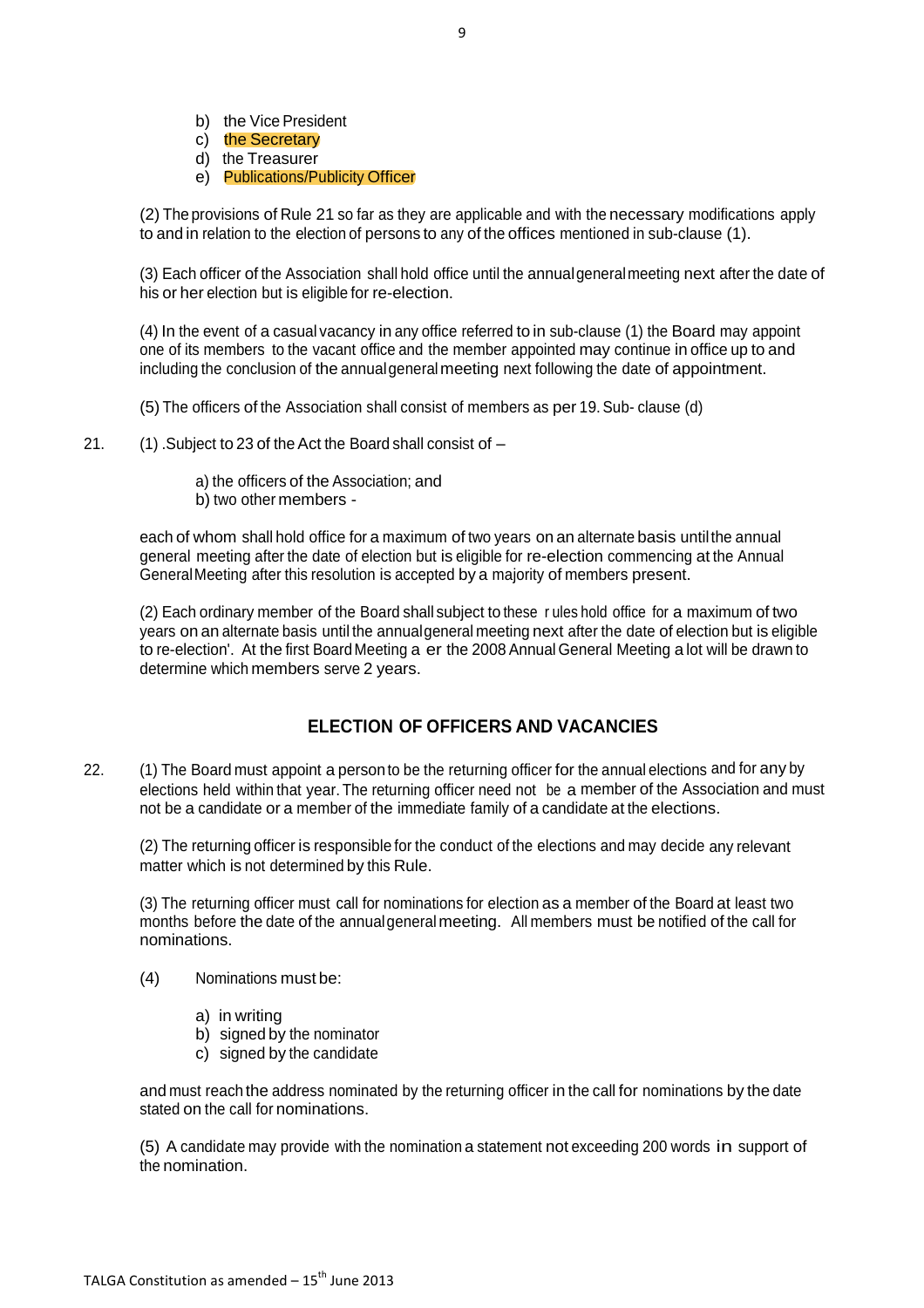b) the Vice President
c) the Secretary
d) the Treasurer
e) Publications/Publicity Officer

(2) The provisions of Rule 21 so far as they are applicable and with the necessary modifications apply to and in relation to the election of persons to any of the offices mentioned in sub-clause (1).

(3) Each officer of the Association shall hold office until the annual general meeting next after the date of his or her election but is eligible for re-election.

(4) In the event of a casual vacancy in any office referred to in sub-clause (1) the Board may appoint one of its members to the vacant office and the member appointed may continue in office up to and including the conclusion of the annual general meeting next following the date of appointment.

(5) The officers of the Association shall consist of members as per 19. Sub- clause (d)

21. (1) .Subject to 23 of the Act the Board shall consist of –

a) the officers of the Association; and
b) two other members -

each of whom shall hold office for a maximum of two years on an alternate basis until the annual general meeting after the date of election but is eligible for re-election commencing at the Annual General Meeting after this resolution is accepted by a majority of members present.

(2) Each ordinary member of the Board shall subject to these r ules hold office for a maximum of two years on an alternate basis until the annual general meeting next after the date of election but is eligible to re-election'. At the first Board Meeting a er the 2008 Annual General Meeting a lot will be drawn to determine which members serve 2 years.

## ELECTION OF OFFICERS AND VACANCIES

22. (1) The Board must appoint a person to be the returning officer for the annual elections and for any by elections held within that year. The returning officer need not be a member of the Association and must not be a candidate or a member of the immediate family of a candidate at the elections.

(2) The returning officer is responsible for the conduct of the elections and may decide any relevant matter which is not determined by this Rule.

(3) The returning officer must call for nominations for election as a member of the Board at least two months before the date of the annual general meeting. All members must be notified of the call for nominations.

(4) Nominations must be:

a) in writing
b) signed by the nominator
c) signed by the candidate

and must reach the address nominated by the returning officer in the call for nominations by the date stated on the call for nominations.

(5) A candidate may provide with the nomination a statement not exceeding 200 words in support of the nomination.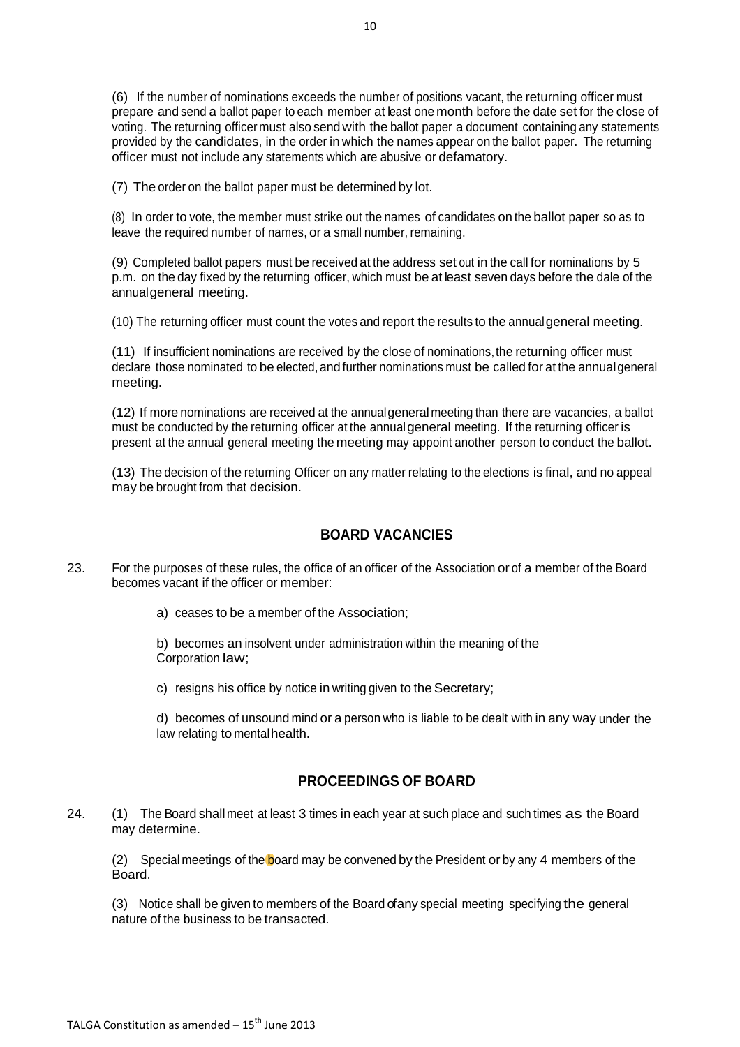(6) If the number of nominations exceeds the number of positions vacant, the returning officer must prepare and send a ballot paper to each member at least one month before the date set for the close of voting. The returning officer must also send with the ballot paper a document containing any statements provided by the candidates, in the order in which the names appear on the ballot paper. The returning officer must not include any statements which are abusive or defamatory.

(7) The order on the ballot paper must be determined by lot.

(8) In order to vote, the member must strike out the names of candidates on the ballot paper so as to leave the required number of names, or a small number, remaining.

(9) Completed ballot papers must be received at the address set out in the call for nominations by 5 p.m. on the day fixed by the returning officer, which must be at least seven days before the dale of the annual general meeting.

(10) The returning officer must count the votes and report the results to the annual general meeting.

(11) If insufficient nominations are received by the close of nominations, the returning officer must declare those nominated to be elected, and further nominations must be called for at the annual general meeting.

(12) If more nominations are received at the annual general meeting than there are vacancies, a ballot must be conducted by the returning officer at the annual general meeting. If the returning officer is present at the annual general meeting the meeting may appoint another person to conduct the ballot.

(13) The decision of the returning Officer on any matter relating to the elections is final, and no appeal may be brought from that decision.

## BOARD VACANCIES

23. For the purposes of these rules, the office of an officer of the Association or of a member of the Board becomes vacant if the officer or member:

a) ceases to be a member of the Association;

b) becomes an insolvent under administration within the meaning of the Corporation law;

c) resigns his office by notice in writing given to the Secretary;

d) becomes of unsound mind or a person who is liable to be dealt with in any way under the law relating to mental health.

## PROCEEDINGS OF BOARD

24. (1) The Board shall meet at least 3 times in each year at such place and such times as the Board may determine.

(2) Special meetings of the board may be convened by the President or by any 4 members of the Board.

(3) Notice shall be given to members of the Board of any special meeting specifying the general nature of the business to be transacted.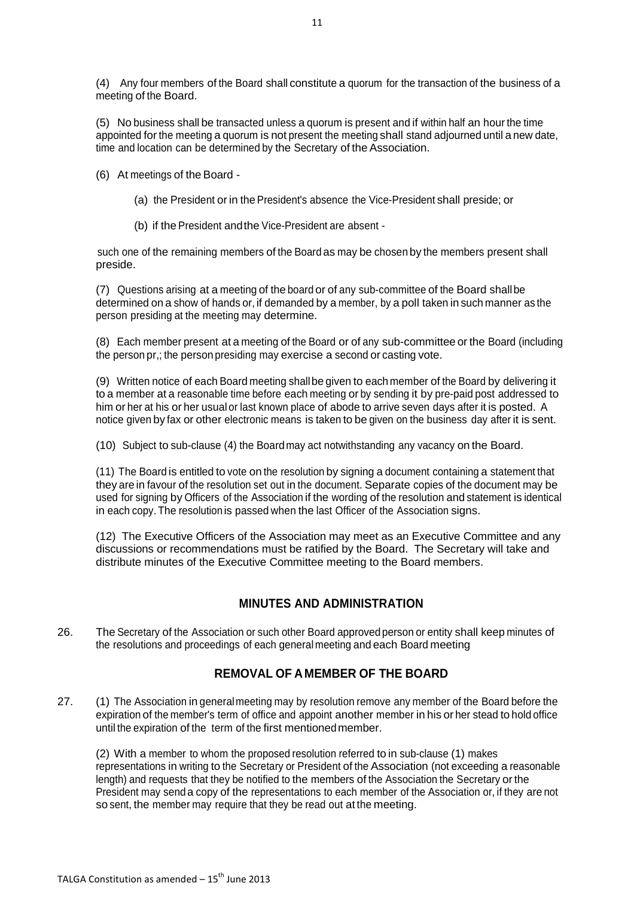(4) Any four members of the Board shall constitute a quorum for the transaction of the business of a meeting of the Board.

(5) No business shall be transacted unless a quorum is present and if within half an hour the time appointed for the meeting a quorum is not present the meeting shall stand adjourned until a new date, time and location can be determined by the Secretary of the Association.

(6) At meetings of the Board -

(a) the President or in the President's absence the Vice-President shall preside; or

(b) if the President and the Vice-President are absent -

such one of the remaining members of the Board as may be chosen by the members present shall preside.

(7) Questions arising at a meeting of the board or of any sub-committee of the Board shall be determined on a show of hands or, if demanded by a member, by a poll taken in such manner as the person presiding at the meeting may determine.

(8) Each member present at a meeting of the Board or of any sub-committee or the Board (including the person pr,; the person presiding may exercise a second or casting vote.

(9) Written notice of each Board meeting shall be given to each member of the Board by delivering it to a member at a reasonable time before each meeting or by sending it by pre-paid post addressed to him or her at his or her usual or last known place of abode to arrive seven days after it is posted. A notice given by fax or other electronic means is taken to be given on the business day after it is sent.

(10) Subject to sub-clause (4) the Board may act notwithstanding any vacancy on the Board.

(11) The Board is entitled to vote on the resolution by signing a document containing a statement that they are in favour of the resolution set out in the document. Separate copies of the document may be used for signing by Officers of the Association if the wording of the resolution and statement is identical in each copy. The resolution is passed when the last Officer of the Association signs.

(12) The Executive Officers of the Association may meet as an Executive Committee and any discussions or recommendations must be ratified by the Board. The Secretary will take and distribute minutes of the Executive Committee meeting to the Board members.

## MINUTES AND ADMINISTRATION

26. The Secretary of the Association or such other Board approved person or entity shall keep minutes of the resolutions and proceedings of each general meeting and each Board meeting

## REMOVAL OF A MEMBER OF THE BOARD

27. (1) The Association in general meeting may by resolution remove any member of the Board before the expiration of the member's term of office and appoint another member in his or her stead to hold office until the expiration of the term of the first mentioned member.

(2) With a member to whom the proposed resolution referred to in sub-clause (1) makes representations in writing to the Secretary or President of the Association (not exceeding a reasonable length) and requests that they be notified to the members of the Association the Secretary or the President may send a copy of the representations to each member of the Association or, if they are not so sent, the member may require that they be read out at the meeting.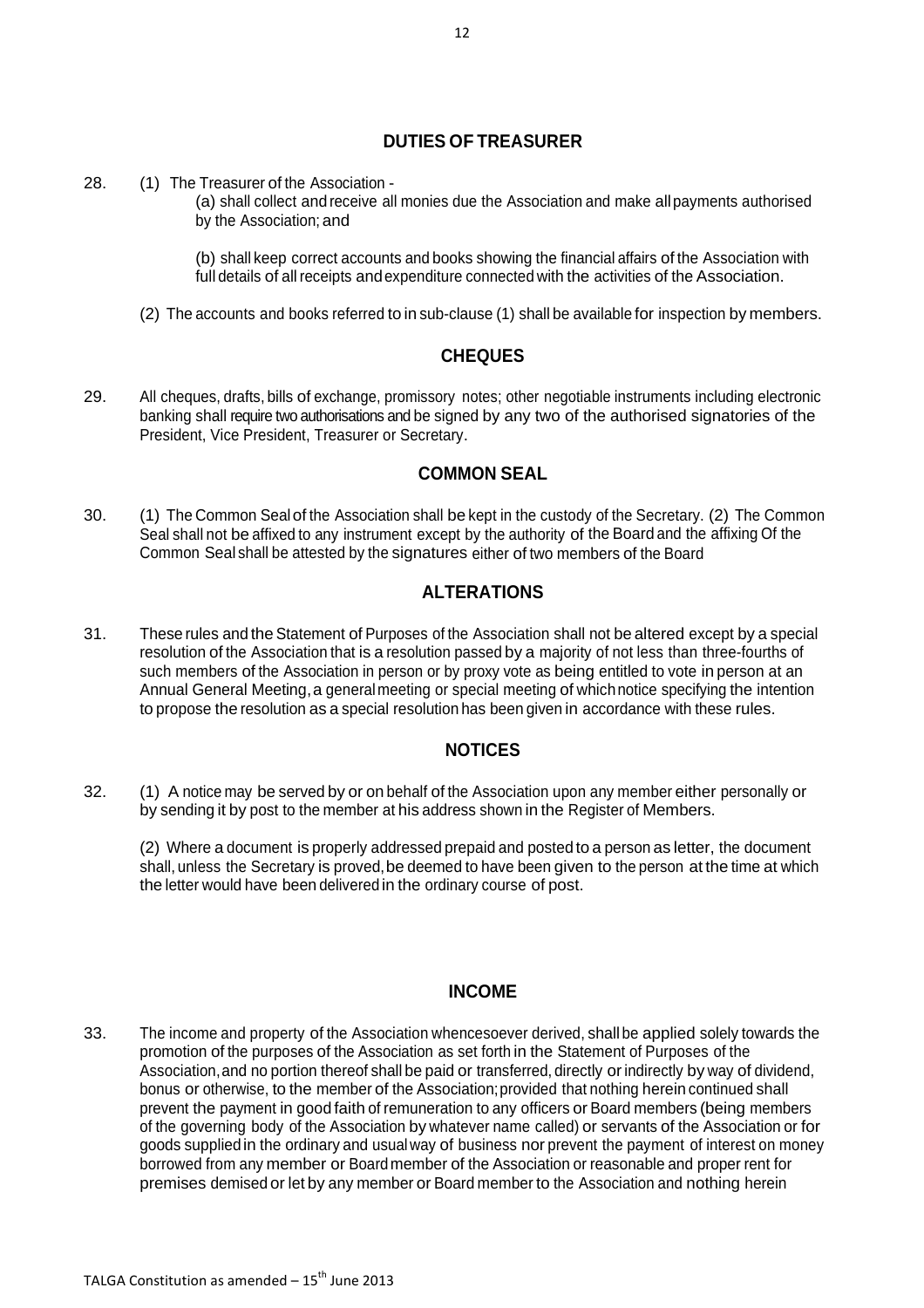## DUTIES OF TREASURER

28. (1) The Treasurer of the Association -

    (a) shall collect and receive all monies due the Association and make all payments authorised by the Association; and

    (b) shall keep correct accounts and books showing the financial affairs of the Association with full details of all receipts and expenditure connected with the activities of the Association.

    (2) The accounts and books referred to in sub-clause (1) shall be available for inspection by members.

## CHEQUES

29. All cheques, drafts, bills of exchange, promissory notes; other negotiable instruments including electronic banking shall require two authorisations and be signed by any two of the authorised signatories of the President, Vice President, Treasurer or Secretary.

## COMMON SEAL

30. (1) The Common Seal of the Association shall be kept in the custody of the Secretary. (2) The Common Seal shall not be affixed to any instrument except by the authority of the Board and the affixing Of the Common Seal shall be attested by the signatures either of two members of the Board

## ALTERATIONS

31. These rules and the Statement of Purposes of the Association shall not be altered except by a special resolution of the Association that is a resolution passed by a majority of not less than three-fourths of such members of the Association in person or by proxy vote as being entitled to vote in person at an Annual General Meeting, a general meeting or special meeting of which notice specifying the intention to propose the resolution as a special resolution has been given in accordance with these rules.

## NOTICES

32. (1) A notice may be served by or on behalf of the Association upon any member either personally or by sending it by post to the member at his address shown in the Register of Members.

    (2) Where a document is properly addressed prepaid and posted to a person as letter, the document shall, unless the Secretary is proved, be deemed to have been given to the person at the time at which the letter would have been delivered in the ordinary course of post.

## INCOME

33. The income and property of the Association whencesoever derived, shall be applied solely towards the promotion of the purposes of the Association as set forth in the Statement of Purposes of the Association, and no portion thereof shall be paid or transferred, directly or indirectly by way of dividend, bonus or otherwise, to the member of the Association; provided that nothing herein continued shall prevent the payment in good faith of remuneration to any officers or Board members (being members of the governing body of the Association by whatever name called) or servants of the Association or for goods supplied in the ordinary and usual way of business nor prevent the payment of interest on money borrowed from any member or Board member of the Association or reasonable and proper rent for premises demised or let by any member or Board member to the Association and nothing herein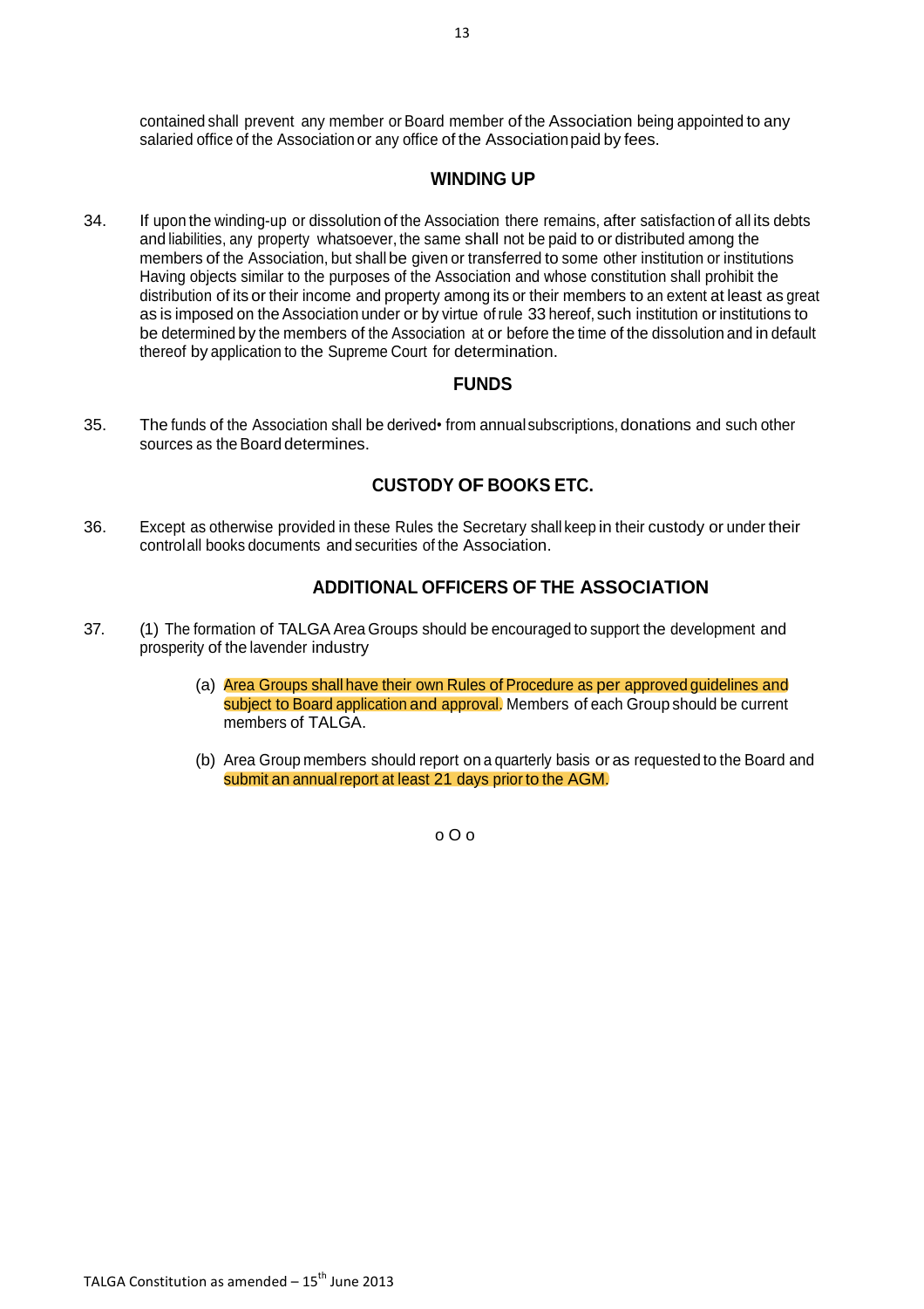contained shall prevent any member or Board member of the Association being appointed to any salaried office of the Association or any office of the Association paid by fees.

## WINDING UP

34. If upon the winding-up or dissolution of the Association there remains, after satisfaction of all its debts and liabilities, any property whatsoever, the same shall not be paid to or distributed among the members of the Association, but shall be given or transferred to some other institution or institutions Having objects similar to the purposes of the Association and whose constitution shall prohibit the distribution of its or their income and property among its or their members to an extent at least as great as is imposed on the Association under or by virtue of rule 33 hereof, such institution or institutions to be determined by the members of the Association at or before the time of the dissolution and in default thereof by application to the Supreme Court for determination.

## FUNDS

35. The funds of the Association shall be derived• from annual subscriptions, donations and such other sources as the Board determines.

## CUSTODY OF BOOKS ETC.

36. Except as otherwise provided in these Rules the Secretary shall keep in their custody or under their control all books documents and securities of the Association.

## ADDITIONAL OFFICERS OF THE ASSOCIATION

37. (1) The formation of TALGA Area Groups should be encouraged to support the development and prosperity of the lavender industry

    (a) Area Groups shall have their own Rules of Procedure as per approved guidelines and subject to Board application and approval. Members of each Group should be current members of TALGA.

    (b) Area Group members should report on a quarterly basis or as requested to the Board and submit an annual report at least 21 days prior to the AGM.

o O o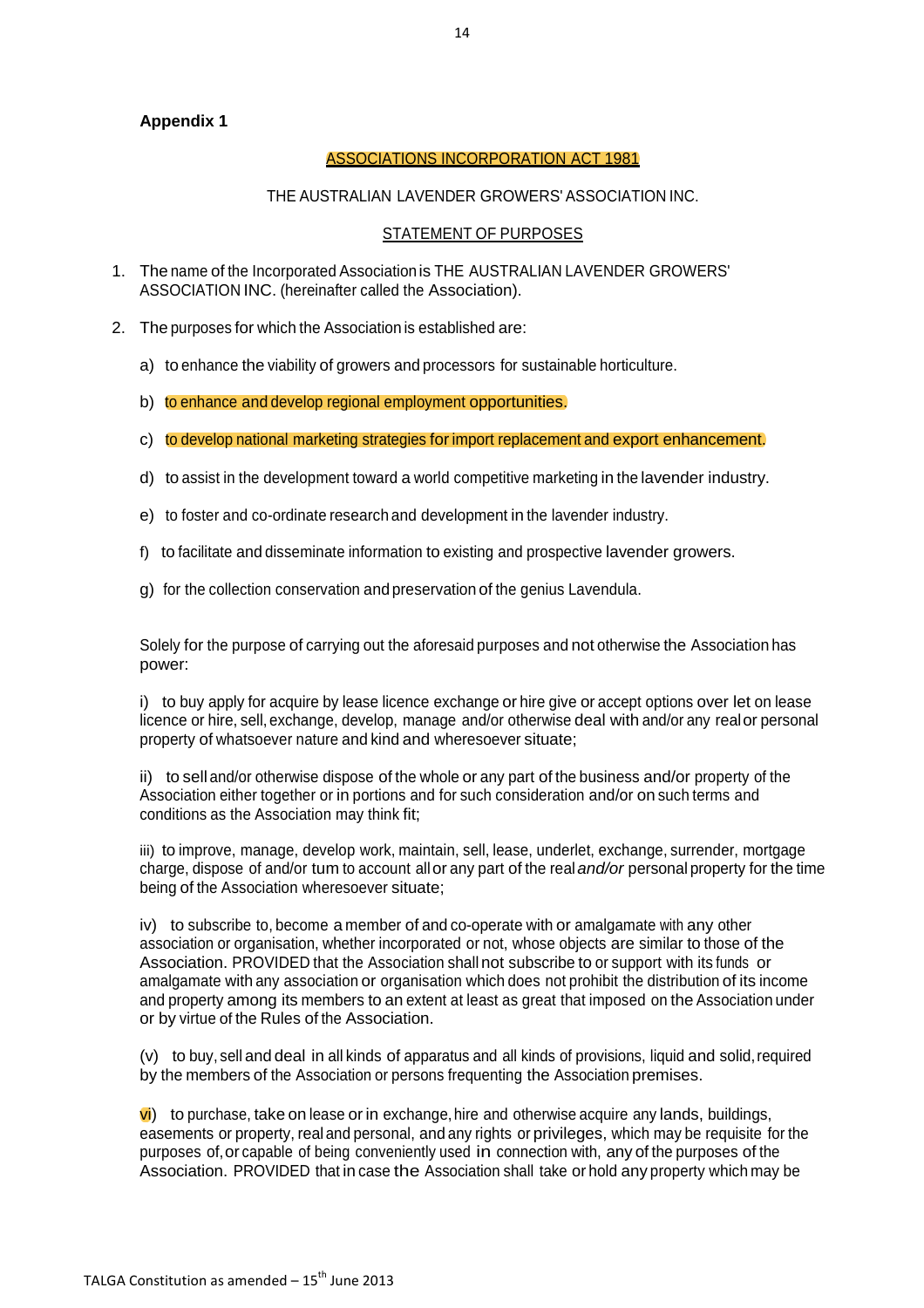**Appendix 1**

<u>ASSOCIATIONS INCORPORATION ACT 1981</u>

THE AUSTRALIAN LAVENDER GROWERS' ASSOCIATION INC.

<u>STATEMENT OF PURPOSES</u>

1. The name of the Incorporated Association is THE AUSTRALIAN LAVENDER GROWERS' ASSOCIATION INC. (hereinafter called the Association).

2. The purposes for which the Association is established are:

   a) to enhance the viability of growers and processors for sustainable horticulture.

   b) to enhance and develop regional employment opportunities.

   c) to develop national marketing strategies for import replacement and export enhancement.

   d) to assist in the development toward a world competitive marketing in the lavender industry.

   e) to foster and co-ordinate research and development in the lavender industry.

   f) to facilitate and disseminate information to existing and prospective lavender growers.

   g) for the collection conservation and preservation of the genius Lavendula.

   Solely for the purpose of carrying out the aforesaid purposes and not otherwise the Association has power:

   i) to buy apply for acquire by lease licence exchange or hire give or accept options over let on lease licence or hire, sell, exchange, develop, manage and/or otherwise deal with and/or any real or personal property of whatsoever nature and kind and wheresoever situate;

   ii) to sell and/or otherwise dispose of the whole or any part of the business and/or property of the Association either together or in portions and for such consideration and/or on such terms and conditions as the Association may think fit;

   iii) to improve, manage, develop work, maintain, sell, lease, underlet, exchange, surrender, mortgage charge, dispose of and/or tum to account all or any part of the real *and/or* personal property for the time being of the Association wheresoever situate;

   iv) to subscribe to, become a member of and co-operate with or amalgamate with any other association or organisation, whether incorporated or not, whose objects are similar to those of the Association. PROVIDED that the Association shall not subscribe to or support with its funds or amalgamate with any association or organisation which does not prohibit the distribution of its income and property among its members to an extent at least as great that imposed on the Association under or by virtue of the Rules of the Association.

   (v) to buy, sell and deal in all kinds of apparatus and all kinds of provisions, liquid and solid, required by the members of the Association or persons frequenting the Association premises.

   vi) to purchase, take on lease or in exchange, hire and otherwise acquire any lands, buildings, easements or property, real and personal, and any rights or privileges, which may be requisite for the purposes of, or capable of being conveniently used in connection with, any of the purposes of the Association. PROVIDED that in case the Association shall take or hold any property which may be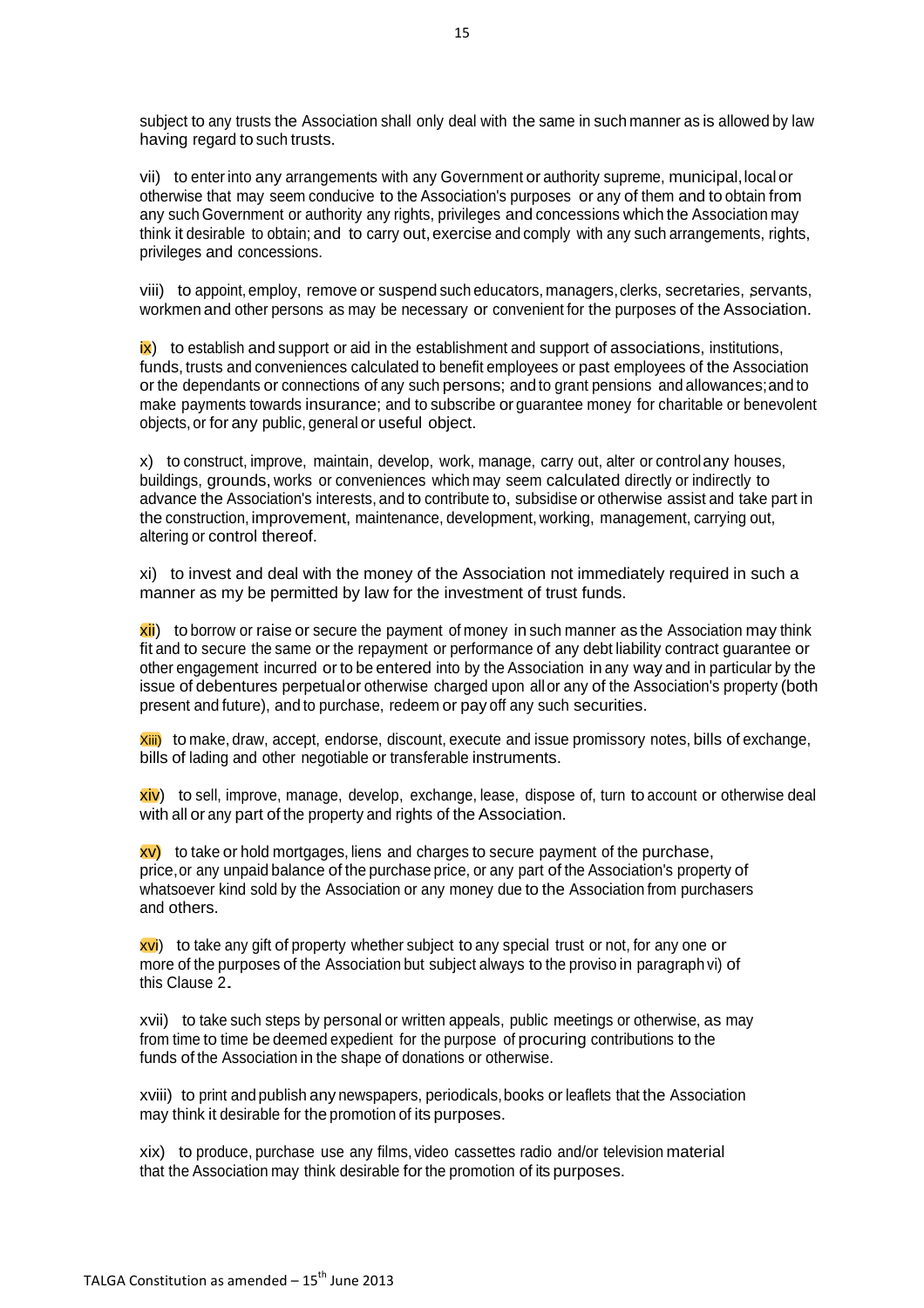subject to any trusts the Association shall only deal with the same in such manner as is allowed by law having regard to such trusts.

vii) to enter into any arrangements with any Government or authority supreme, municipal, local or otherwise that may seem conducive to the Association's purposes or any of them and to obtain from any such Government or authority any rights, privileges and concessions which the Association may think it desirable to obtain; and to carry out, exercise and comply with any such arrangements, rights, privileges and concessions.

viii) to appoint, employ, remove or suspend such educators, managers, clerks, secretaries, servants, workmen and other persons as may be necessary or convenient for the purposes of the Association.

ix) to establish and support or aid in the establishment and support of associations, institutions, funds, trusts and conveniences calculated to benefit employees or past employees of the Association or the dependants or connections of any such persons; and to grant pensions and allowances; and to make payments towards insurance; and to subscribe or guarantee money for charitable or benevolent objects, or for any public, general or useful object.

x) to construct, improve, maintain, develop, work, manage, carry out, alter or control any houses, buildings, grounds, works or conveniences which may seem calculated directly or indirectly to advance the Association's interests, and to contribute to, subsidise or otherwise assist and take part in the construction, improvement, maintenance, development, working, management, carrying out, altering or control thereof.

xi) to invest and deal with the money of the Association not immediately required in such a manner as my be permitted by law for the investment of trust funds.

xii) to borrow or raise or secure the payment of money in such manner as the Association may think fit and to secure the same or the repayment or performance of any debt liability contract guarantee or other engagement incurred or to be entered into by the Association in any way and in particular by the issue of debentures perpetual or otherwise charged upon all or any of the Association's property (both present and future), and to purchase, redeem or pay off any such securities.

xiii) to make, draw, accept, endorse, discount, execute and issue promissory notes, bills of exchange, bills of lading and other negotiable or transferable instruments.

xiv) to sell, improve, manage, develop, exchange, lease, dispose of, turn to account or otherwise deal with all or any part of the property and rights of the Association.

xv) to take or hold mortgages, liens and charges to secure payment of the purchase, price, or any unpaid balance of the purchase price, or any part of the Association's property of whatsoever kind sold by the Association or any money due to the Association from purchasers and others.

xvi) to take any gift of property whether subject to any special trust or not, for any one or more of the purposes of the Association but subject always to the proviso in paragraph vi) of this Clause 2.

xvii) to take such steps by personal or written appeals, public meetings or otherwise, as may from time to time be deemed expedient for the purpose of procuring contributions to the funds of the Association in the shape of donations or otherwise.

xviii) to print and publish any newspapers, periodicals, books or leaflets that the Association may think it desirable for the promotion of its purposes.

xix) to produce, purchase use any films, video cassettes radio and/or television material that the Association may think desirable for the promotion of its purposes.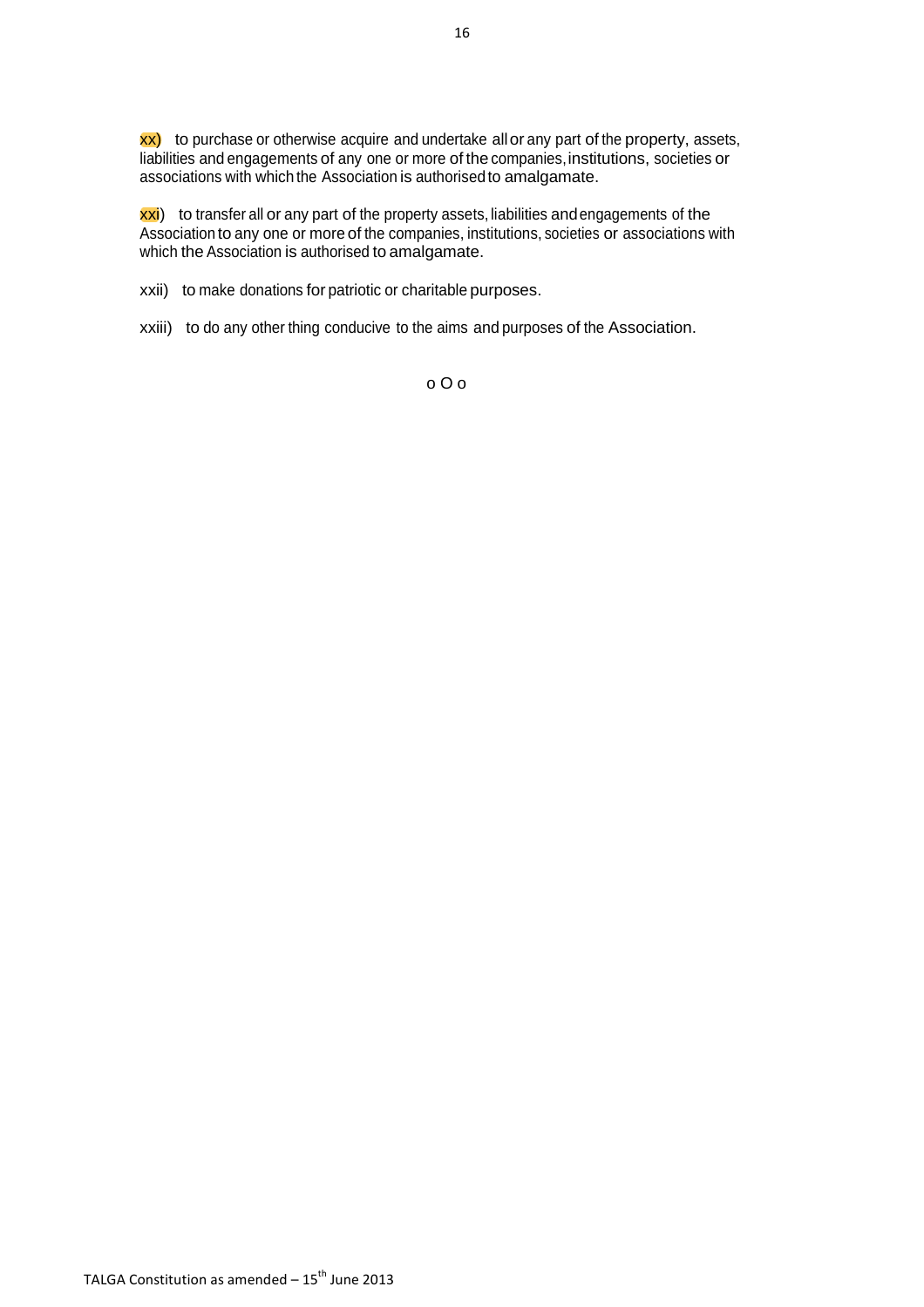xx) to purchase or otherwise acquire and undertake all or any part of the property, assets, liabilities and engagements of any one or more of the companies, institutions, societies or associations with which the Association is authorised to amalgamate.

xxi) to transfer all or any part of the property assets, liabilities and engagements of the Association to any one or more of the companies, institutions, societies or associations with which the Association is authorised to amalgamate.

xxii) to make donations for patriotic or charitable purposes.

xxiii) to do any other thing conducive to the aims and purposes of the Association.

o O o